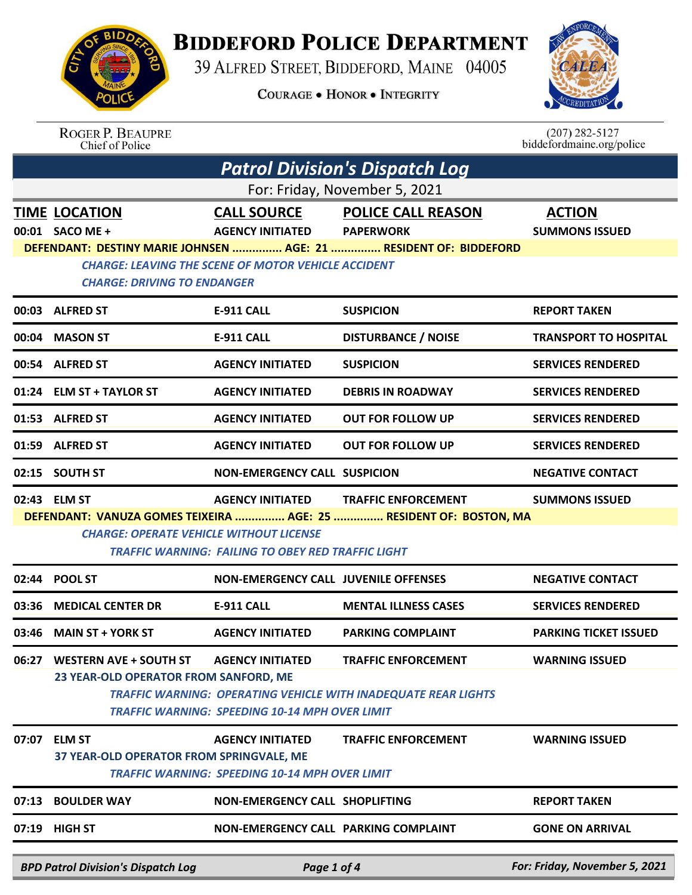# BIDDEFORD POLICE DEPARTMENT

39 ALFRED STREET, BIDDEFORD, MAINE 04005

COURAGE • HONOR • INTEGRITY

ROGER P. BEAUPRE
Chief of Police

(207) 282-5127
biddefordmaine.org/police

## *Patrol Division's Dispatch Log*

For: Friday, November 5, 2021

| TIME | LOCATION | CALL SOURCE | POLICE CALL REASON | ACTION |
|---|---|---|---|---|
| 00:01 | SACO ME + | AGENCY INITIATED | PAPERWORK | SUMMONS ISSUED |
| | DEFENDANT: DESTINY MARIE JOHNSEN ............... AGE: 21 ............... RESIDENT OF: BIDDEFORD | | | |
| | *CHARGE: LEAVING THE SCENE OF MOTOR VEHICLE ACCIDENT* | | | |
| | *CHARGE: DRIVING TO ENDANGER* | | | |
| 00:03 | ALFRED ST | E-911 CALL | SUSPICION | REPORT TAKEN |
| 00:04 | MASON ST | E-911 CALL | DISTURBANCE / NOISE | TRANSPORT TO HOSPITAL |
| 00:54 | ALFRED ST | AGENCY INITIATED | SUSPICION | SERVICES RENDERED |
| 01:24 | ELM ST + TAYLOR ST | AGENCY INITIATED | DEBRIS IN ROADWAY | SERVICES RENDERED |
| 01:53 | ALFRED ST | AGENCY INITIATED | OUT FOR FOLLOW UP | SERVICES RENDERED |
| 01:59 | ALFRED ST | AGENCY INITIATED | OUT FOR FOLLOW UP | SERVICES RENDERED |
| 02:15 | SOUTH ST | NON-EMERGENCY CALL | SUSPICION | NEGATIVE CONTACT |
| 02:43 | ELM ST | AGENCY INITIATED | TRAFFIC ENFORCEMENT | SUMMONS ISSUED |
| | DEFENDANT: VANUZA GOMES TEIXEIRA ............... AGE: 25 ............... RESIDENT OF: BOSTON, MA | | | |
| | *CHARGE: OPERATE VEHICLE WITHOUT LICENSE* | | | |
| | *TRAFFIC WARNING: FAILING TO OBEY RED TRAFFIC LIGHT* | | | |
| 02:44 | POOL ST | NON-EMERGENCY CALL | JUVENILE OFFENSES | NEGATIVE CONTACT |
| 03:36 | MEDICAL CENTER DR | E-911 CALL | MENTAL ILLNESS CASES | SERVICES RENDERED |
| 03:46 | MAIN ST + YORK ST | AGENCY INITIATED | PARKING COMPLAINT | PARKING TICKET ISSUED |
| 06:27 | WESTERN AVE + SOUTH ST | AGENCY INITIATED | TRAFFIC ENFORCEMENT | WARNING ISSUED |
| | 23 YEAR-OLD OPERATOR FROM SANFORD, ME | | | |
| | *TRAFFIC WARNING: OPERATING VEHICLE WITH INADEQUATE REAR LIGHTS* | | | |
| | *TRAFFIC WARNING: SPEEDING 10-14 MPH OVER LIMIT* | | | |
| 07:07 | ELM ST | AGENCY INITIATED | TRAFFIC ENFORCEMENT | WARNING ISSUED |
| | 37 YEAR-OLD OPERATOR FROM SPRINGVALE, ME | | | |
| | *TRAFFIC WARNING: SPEEDING 10-14 MPH OVER LIMIT* | | | |
| 07:13 | BOULDER WAY | NON-EMERGENCY CALL | SHOPLIFTING | REPORT TAKEN |
| 07:19 | HIGH ST | NON-EMERGENCY CALL | PARKING COMPLAINT | GONE ON ARRIVAL |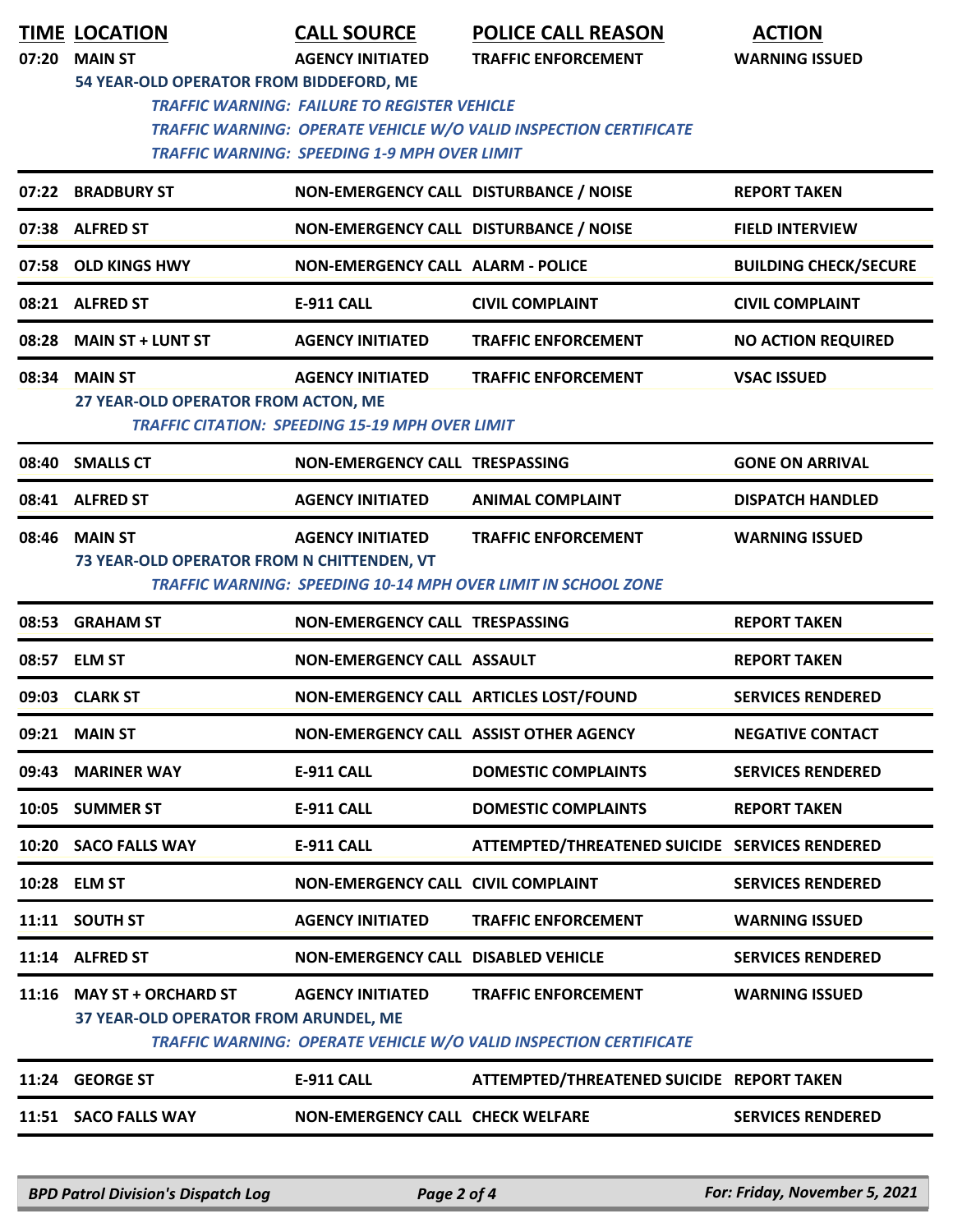| TIME | LOCATION | CALL SOURCE | POLICE CALL REASON | ACTION |
|---|---|---|---|---|
| 07:20 | MAIN ST | AGENCY INITIATED | TRAFFIC ENFORCEMENT | WARNING ISSUED |
| | 54 YEAR-OLD OPERATOR FROM BIDDEFORD, ME | | | |
| | *TRAFFIC WARNING: FAILURE TO REGISTER VEHICLE* | | | |
| | *TRAFFIC WARNING: OPERATE VEHICLE W/O VALID INSPECTION CERTIFICATE* | | | |
| | *TRAFFIC WARNING: SPEEDING 1-9 MPH OVER LIMIT* | | | |
| 07:22 | BRADBURY ST | NON-EMERGENCY CALL | DISTURBANCE / NOISE | REPORT TAKEN |
| 07:38 | ALFRED ST | NON-EMERGENCY CALL | DISTURBANCE / NOISE | FIELD INTERVIEW |
| 07:58 | OLD KINGS HWY | NON-EMERGENCY CALL | ALARM - POLICE | BUILDING CHECK/SECURE |
| 08:21 | ALFRED ST | E-911 CALL | CIVIL COMPLAINT | CIVIL COMPLAINT |
| 08:28 | MAIN ST + LUNT ST | AGENCY INITIATED | TRAFFIC ENFORCEMENT | NO ACTION REQUIRED |
| 08:34 | MAIN ST | AGENCY INITIATED | TRAFFIC ENFORCEMENT | VSAC ISSUED |
| | 27 YEAR-OLD OPERATOR FROM ACTON, ME | | | |
| | *TRAFFIC CITATION: SPEEDING 15-19 MPH OVER LIMIT* | | | |
| 08:40 | SMALLS CT | NON-EMERGENCY CALL | TRESPASSING | GONE ON ARRIVAL |
| 08:41 | ALFRED ST | AGENCY INITIATED | ANIMAL COMPLAINT | DISPATCH HANDLED |
| 08:46 | MAIN ST | AGENCY INITIATED | TRAFFIC ENFORCEMENT | WARNING ISSUED |
| | 73 YEAR-OLD OPERATOR FROM N CHITTENDEN, VT | | | |
| | *TRAFFIC WARNING: SPEEDING 10-14 MPH OVER LIMIT IN SCHOOL ZONE* | | | |
| 08:53 | GRAHAM ST | NON-EMERGENCY CALL | TRESPASSING | REPORT TAKEN |
| 08:57 | ELM ST | NON-EMERGENCY CALL | ASSAULT | REPORT TAKEN |
| 09:03 | CLARK ST | NON-EMERGENCY CALL | ARTICLES LOST/FOUND | SERVICES RENDERED |
| 09:21 | MAIN ST | NON-EMERGENCY CALL | ASSIST OTHER AGENCY | NEGATIVE CONTACT |
| 09:43 | MARINER WAY | E-911 CALL | DOMESTIC COMPLAINTS | SERVICES RENDERED |
| 10:05 | SUMMER ST | E-911 CALL | DOMESTIC COMPLAINTS | REPORT TAKEN |
| 10:20 | SACO FALLS WAY | E-911 CALL | ATTEMPTED/THREATENED SUICIDE | SERVICES RENDERED |
| 10:28 | ELM ST | NON-EMERGENCY CALL | CIVIL COMPLAINT | SERVICES RENDERED |
| 11:11 | SOUTH ST | AGENCY INITIATED | TRAFFIC ENFORCEMENT | WARNING ISSUED |
| 11:14 | ALFRED ST | NON-EMERGENCY CALL | DISABLED VEHICLE | SERVICES RENDERED |
| 11:16 | MAY ST + ORCHARD ST | AGENCY INITIATED | TRAFFIC ENFORCEMENT | WARNING ISSUED |
| | 37 YEAR-OLD OPERATOR FROM ARUNDEL, ME | | | |
| | *TRAFFIC WARNING: OPERATE VEHICLE W/O VALID INSPECTION CERTIFICATE* | | | |
| 11:24 | GEORGE ST | E-911 CALL | ATTEMPTED/THREATENED SUICIDE | REPORT TAKEN |
| 11:51 | SACO FALLS WAY | NON-EMERGENCY CALL | CHECK WELFARE | SERVICES RENDERED |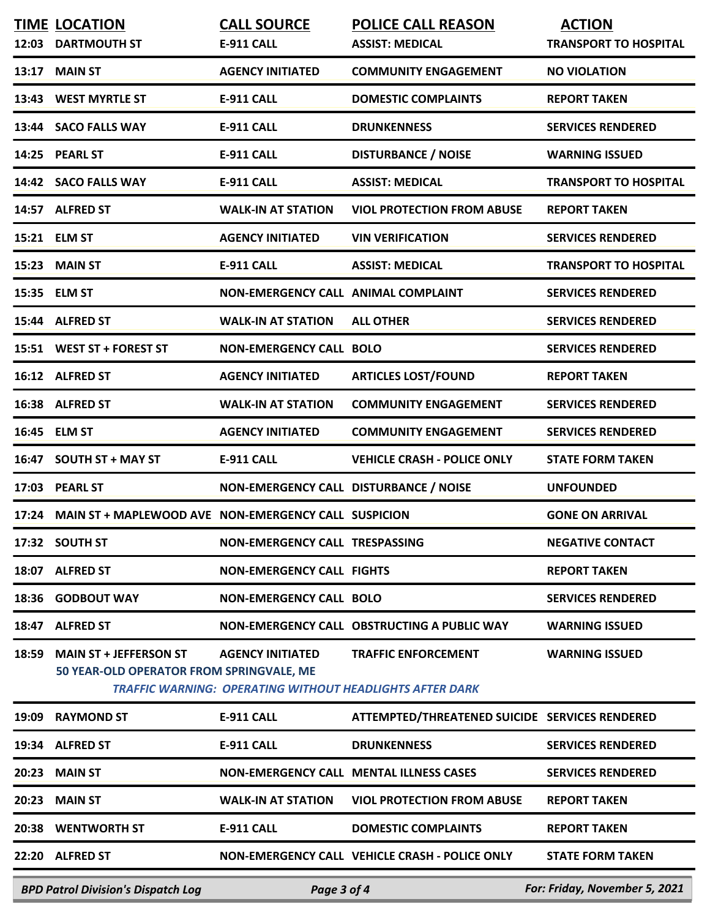| TIME | LOCATION | CALL SOURCE | POLICE CALL REASON | ACTION |
|---|---|---|---|---|
| 12:03 | DARTMOUTH ST | E-911 CALL | ASSIST: MEDICAL | TRANSPORT TO HOSPITAL |
| 13:17 | MAIN ST | AGENCY INITIATED | COMMUNITY ENGAGEMENT | NO VIOLATION |
| 13:43 | WEST MYRTLE ST | E-911 CALL | DOMESTIC COMPLAINTS | REPORT TAKEN |
| 13:44 | SACO FALLS WAY | E-911 CALL | DRUNKENNESS | SERVICES RENDERED |
| 14:25 | PEARL ST | E-911 CALL | DISTURBANCE / NOISE | WARNING ISSUED |
| 14:42 | SACO FALLS WAY | E-911 CALL | ASSIST: MEDICAL | TRANSPORT TO HOSPITAL |
| 14:57 | ALFRED ST | WALK-IN AT STATION | VIOL PROTECTION FROM ABUSE | REPORT TAKEN |
| 15:21 | ELM ST | AGENCY INITIATED | VIN VERIFICATION | SERVICES RENDERED |
| 15:23 | MAIN ST | E-911 CALL | ASSIST: MEDICAL | TRANSPORT TO HOSPITAL |
| 15:35 | ELM ST | NON-EMERGENCY CALL | ANIMAL COMPLAINT | SERVICES RENDERED |
| 15:44 | ALFRED ST | WALK-IN AT STATION | ALL OTHER | SERVICES RENDERED |
| 15:51 | WEST ST + FOREST ST | NON-EMERGENCY CALL | BOLO | SERVICES RENDERED |
| 16:12 | ALFRED ST | AGENCY INITIATED | ARTICLES LOST/FOUND | REPORT TAKEN |
| 16:38 | ALFRED ST | WALK-IN AT STATION | COMMUNITY ENGAGEMENT | SERVICES RENDERED |
| 16:45 | ELM ST | AGENCY INITIATED | COMMUNITY ENGAGEMENT | SERVICES RENDERED |
| 16:47 | SOUTH ST + MAY ST | E-911 CALL | VEHICLE CRASH - POLICE ONLY | STATE FORM TAKEN |
| 17:03 | PEARL ST | NON-EMERGENCY CALL | DISTURBANCE / NOISE | UNFOUNDED |
| 17:24 | MAIN ST + MAPLEWOOD AVE | NON-EMERGENCY CALL | SUSPICION | GONE ON ARRIVAL |
| 17:32 | SOUTH ST | NON-EMERGENCY CALL | TRESPASSING | NEGATIVE CONTACT |
| 18:07 | ALFRED ST | NON-EMERGENCY CALL | FIGHTS | REPORT TAKEN |
| 18:36 | GODBOUT WAY | NON-EMERGENCY CALL | BOLO | SERVICES RENDERED |
| 18:47 | ALFRED ST | NON-EMERGENCY CALL | OBSTRUCTING A PUBLIC WAY | WARNING ISSUED |
| 18:59 | MAIN ST + JEFFERSON ST<br>50 YEAR-OLD OPERATOR FROM SPRINGVALE, ME<br>*TRAFFIC WARNING: OPERATING WITHOUT HEADLIGHTS AFTER DARK* | AGENCY INITIATED | TRAFFIC ENFORCEMENT | WARNING ISSUED |
| 19:09 | RAYMOND ST | E-911 CALL | ATTEMPTED/THREATENED SUICIDE | SERVICES RENDERED |
| 19:34 | ALFRED ST | E-911 CALL | DRUNKENNESS | SERVICES RENDERED |
| 20:23 | MAIN ST | NON-EMERGENCY CALL | MENTAL ILLNESS CASES | SERVICES RENDERED |
| 20:23 | MAIN ST | WALK-IN AT STATION | VIOL PROTECTION FROM ABUSE | REPORT TAKEN |
| 20:38 | WENTWORTH ST | E-911 CALL | DOMESTIC COMPLAINTS | REPORT TAKEN |
| 22:20 | ALFRED ST | NON-EMERGENCY CALL | VEHICLE CRASH - POLICE ONLY | STATE FORM TAKEN |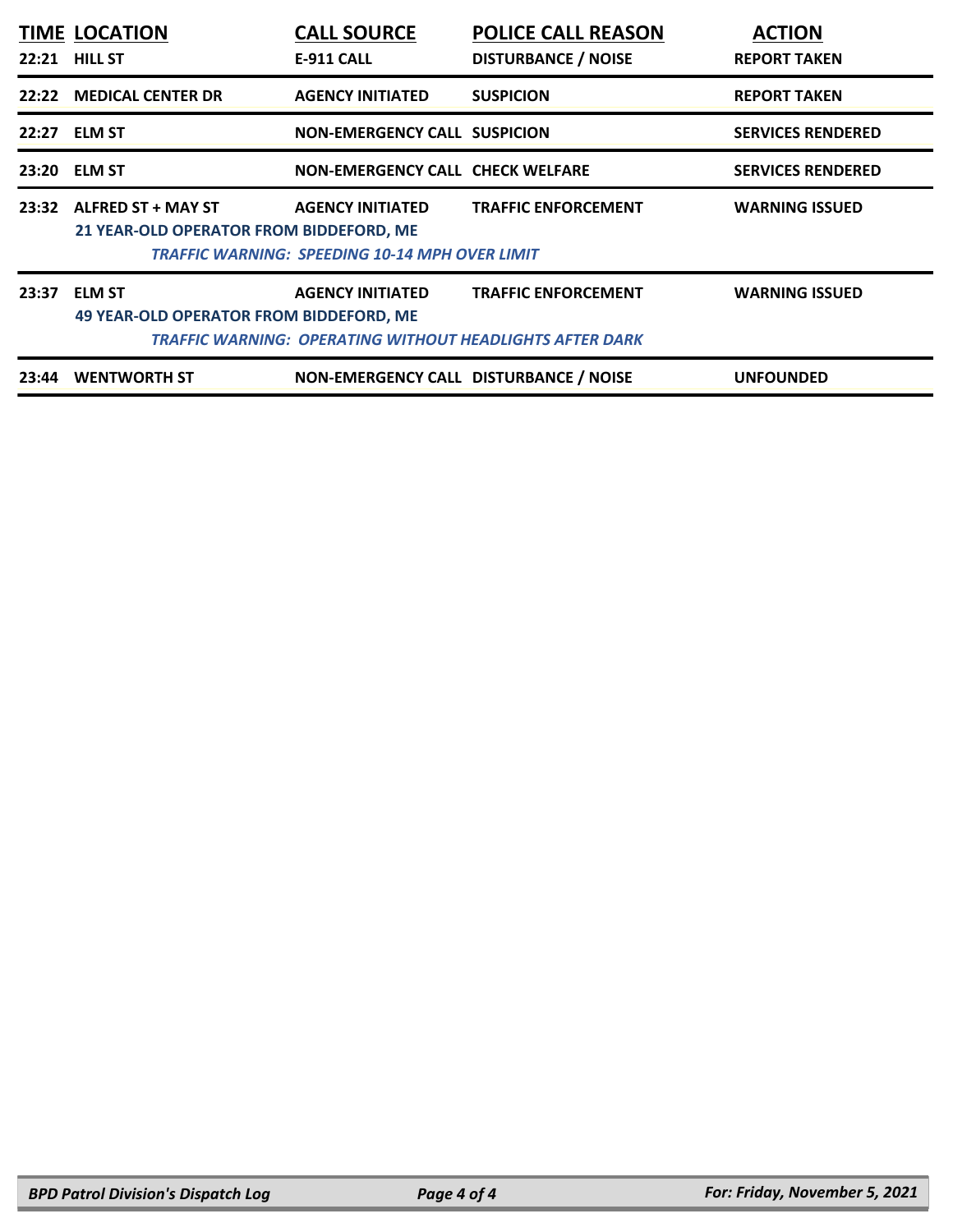| TIME | LOCATION | CALL SOURCE | POLICE CALL REASON | ACTION |
|---|---|---|---|---|
| 22:21 | HILL ST | E-911 CALL | DISTURBANCE / NOISE | REPORT TAKEN |
| 22:22 | MEDICAL CENTER DR | AGENCY INITIATED | SUSPICION | REPORT TAKEN |
| 22:27 | ELM ST | NON-EMERGENCY CALL | SUSPICION | SERVICES RENDERED |
| 23:20 | ELM ST | NON-EMERGENCY CALL | CHECK WELFARE | SERVICES RENDERED |
| 23:32 | ALFRED ST + MAY ST<br>21 YEAR-OLD OPERATOR FROM BIDDEFORD, ME<br>*TRAFFIC WARNING: SPEEDING 10-14 MPH OVER LIMIT* | AGENCY INITIATED | TRAFFIC ENFORCEMENT | WARNING ISSUED |
| 23:37 | ELM ST<br>49 YEAR-OLD OPERATOR FROM BIDDEFORD, ME<br>*TRAFFIC WARNING: OPERATING WITHOUT HEADLIGHTS AFTER DARK* | AGENCY INITIATED | TRAFFIC ENFORCEMENT | WARNING ISSUED |
| 23:44 | WENTWORTH ST | NON-EMERGENCY CALL | DISTURBANCE / NOISE | UNFOUNDED |